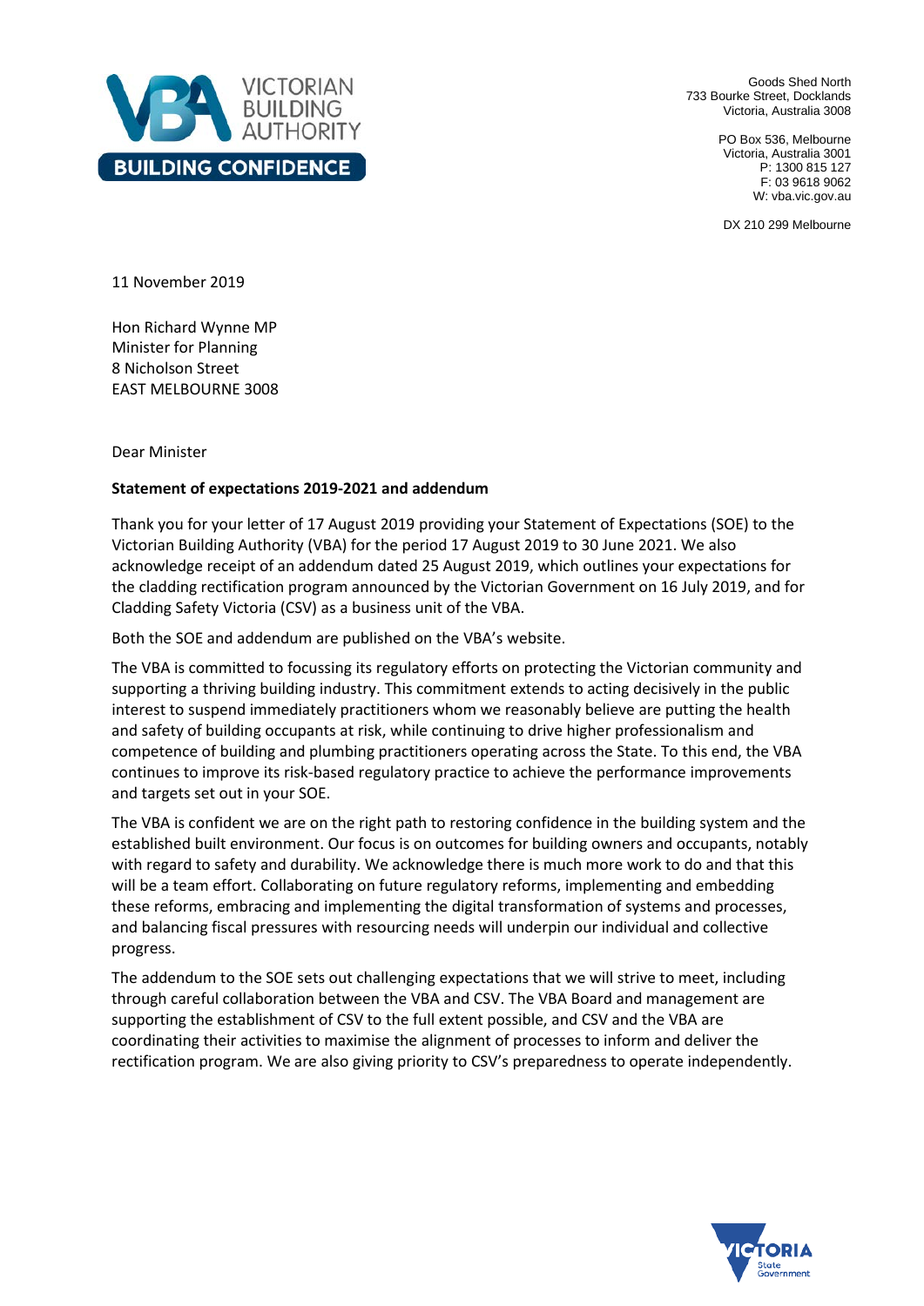VICTORIAN BUILDING AUTHORITY
BUILDING CONFIDENCE

Goods Shed North
733 Bourke Street, Docklands
Victoria, Australia 3008

PO Box 536, Melbourne
Victoria, Australia 3001
P: 1300 815 127
F: 03 9618 9062
W: vba.vic.gov.au

DX 210 299 Melbourne

11 November 2019

Hon Richard Wynne MP
Minister for Planning
8 Nicholson Street
EAST MELBOURNE 3008

Dear Minister

**Statement of expectations 2019-2021 and addendum**

Thank you for your letter of 17 August 2019 providing your Statement of Expectations (SOE) to the Victorian Building Authority (VBA) for the period 17 August 2019 to 30 June 2021. We also acknowledge receipt of an addendum dated 25 August 2019, which outlines your expectations for the cladding rectification program announced by the Victorian Government on 16 July 2019, and for Cladding Safety Victoria (CSV) as a business unit of the VBA.

Both the SOE and addendum are published on the VBA's website.

The VBA is committed to focussing its regulatory efforts on protecting the Victorian community and supporting a thriving building industry. This commitment extends to acting decisively in the public interest to suspend immediately practitioners whom we reasonably believe are putting the health and safety of building occupants at risk, while continuing to drive higher professionalism and competence of building and plumbing practitioners operating across the State. To this end, the VBA continues to improve its risk-based regulatory practice to achieve the performance improvements and targets set out in your SOE.

The VBA is confident we are on the right path to restoring confidence in the building system and the established built environment. Our focus is on outcomes for building owners and occupants, notably with regard to safety and durability. We acknowledge there is much more work to do and that this will be a team effort. Collaborating on future regulatory reforms, implementing and embedding these reforms, embracing and implementing the digital transformation of systems and processes, and balancing fiscal pressures with resourcing needs will underpin our individual and collective progress.

The addendum to the SOE sets out challenging expectations that we will strive to meet, including through careful collaboration between the VBA and CSV. The VBA Board and management are supporting the establishment of CSV to the full extent possible, and CSV and the VBA are coordinating their activities to maximise the alignment of processes to inform and deliver the rectification program. We are also giving priority to CSV's preparedness to operate independently.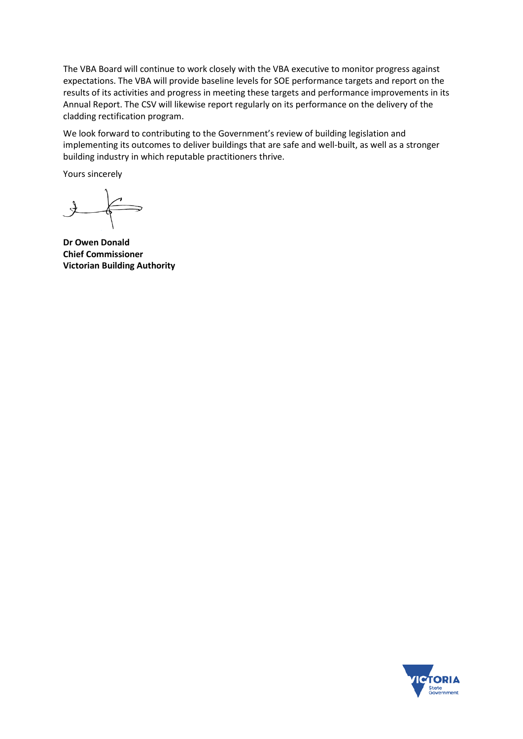The VBA Board will continue to work closely with the VBA executive to monitor progress against expectations. The VBA will provide baseline levels for SOE performance targets and report on the results of its activities and progress in meeting these targets and performance improvements in its Annual Report. The CSV will likewise report regularly on its performance on the delivery of the cladding rectification program.

We look forward to contributing to the Government's review of building legislation and implementing its outcomes to deliver buildings that are safe and well-built, as well as a stronger building industry in which reputable practitioners thrive.

Yours sincerely

**Dr Owen Donald**
**Chief Commissioner**
**Victorian Building Authority**